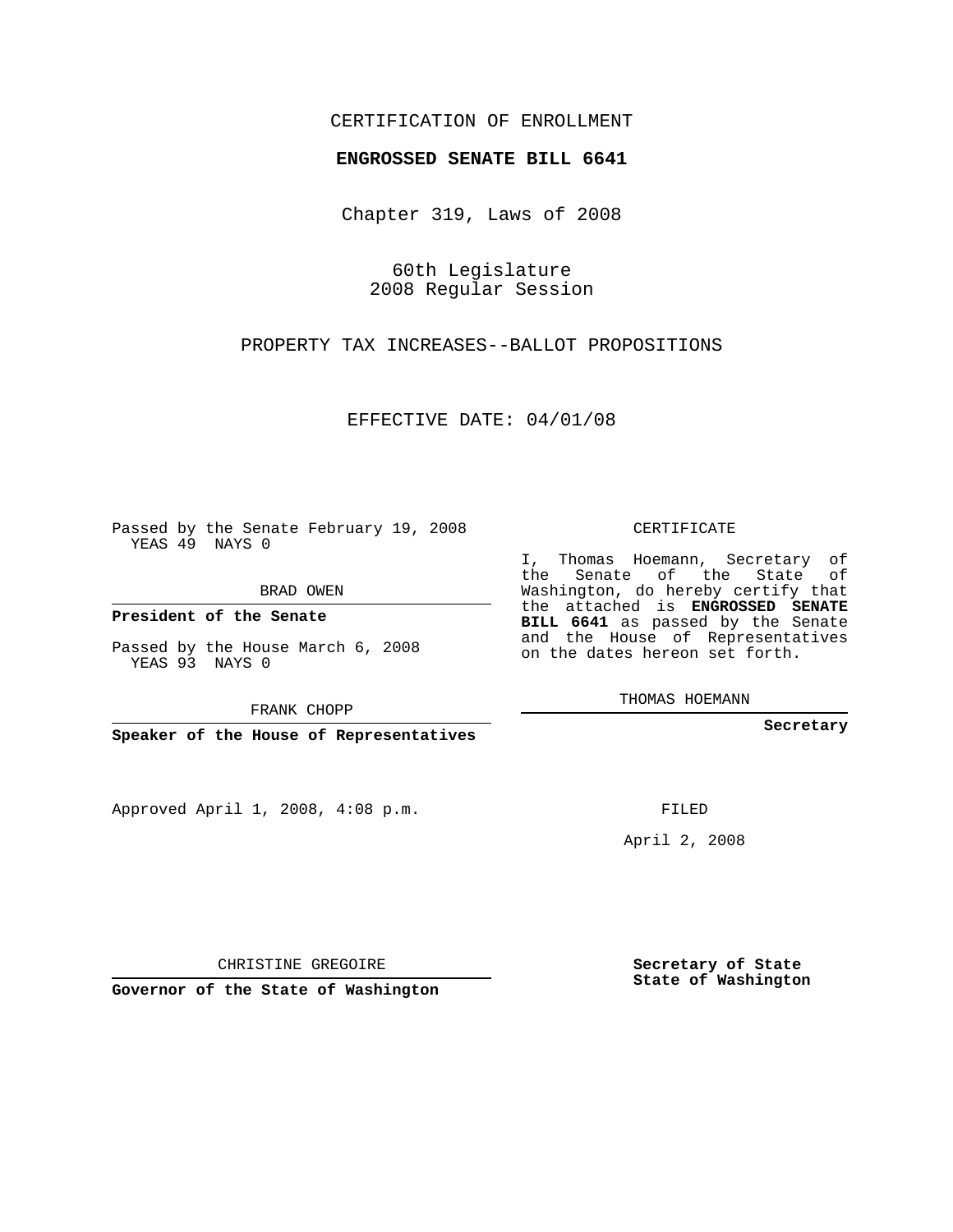CERTIFICATION OF ENROLLMENT

**ENGROSSED SENATE BILL 6641**

Chapter 319, Laws of 2008

60th Legislature
2008 Regular Session

PROPERTY TAX INCREASES--BALLOT PROPOSITIONS

EFFECTIVE DATE: 04/01/08

Passed by the Senate February 19, 2008
YEAS 49 NAYS 0

BRAD OWEN

**President of the Senate**

Passed by the House March 6, 2008
YEAS 93 NAYS 0

FRANK CHOPP

**Speaker of the House of Representatives**

CERTIFICATE

I, Thomas Hoemann, Secretary of the Senate of the State of Washington, do hereby certify that the attached is **ENGROSSED SENATE BILL 6641** as passed by the Senate and the House of Representatives on the dates hereon set forth.

THOMAS HOEMANN

**Secretary**

Approved April 1, 2008, 4:08 p.m.

FILED

April 2, 2008

CHRISTINE GREGOIRE

**Governor of the State of Washington**

**Secretary of State**
**State of Washington**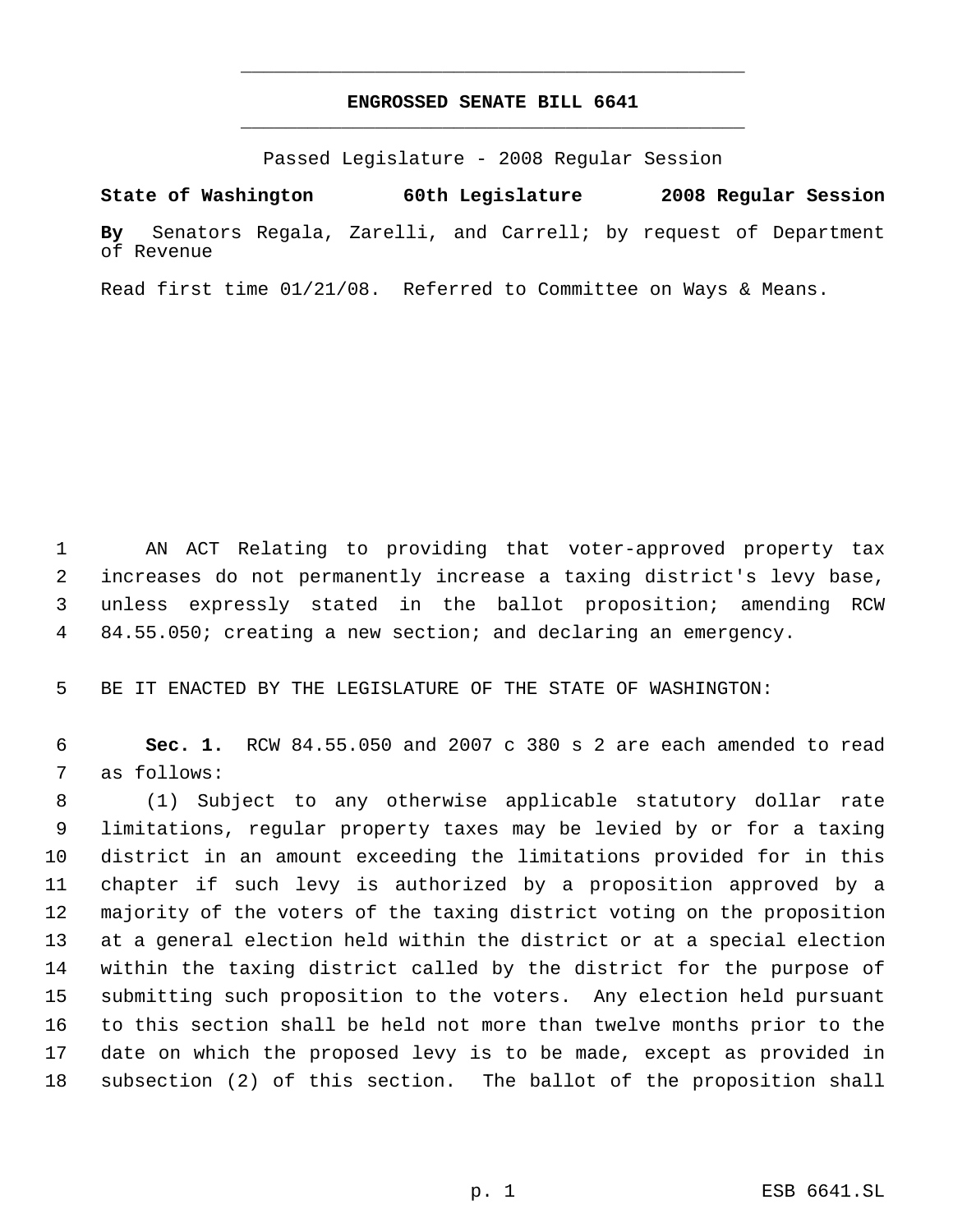# ENGROSSED SENATE BILL 6641

Passed Legislature - 2008 Regular Session

**State of Washington 60th Legislature 2008 Regular Session**

**By** Senators Regala, Zarelli, and Carrell; by request of Department of Revenue

Read first time 01/21/08. Referred to Committee on Ways & Means.

AN ACT Relating to providing that voter-approved property tax increases do not permanently increase a taxing district's levy base, unless expressly stated in the ballot proposition; amending RCW 84.55.050; creating a new section; and declaring an emergency.

BE IT ENACTED BY THE LEGISLATURE OF THE STATE OF WASHINGTON:

**Sec. 1.** RCW 84.55.050 and 2007 c 380 s 2 are each amended to read as follows:

(1) Subject to any otherwise applicable statutory dollar rate limitations, regular property taxes may be levied by or for a taxing district in an amount exceeding the limitations provided for in this chapter if such levy is authorized by a proposition approved by a majority of the voters of the taxing district voting on the proposition at a general election held within the district or at a special election within the taxing district called by the district for the purpose of submitting such proposition to the voters. Any election held pursuant to this section shall be held not more than twelve months prior to the date on which the proposed levy is to be made, except as provided in subsection (2) of this section. The ballot of the proposition shall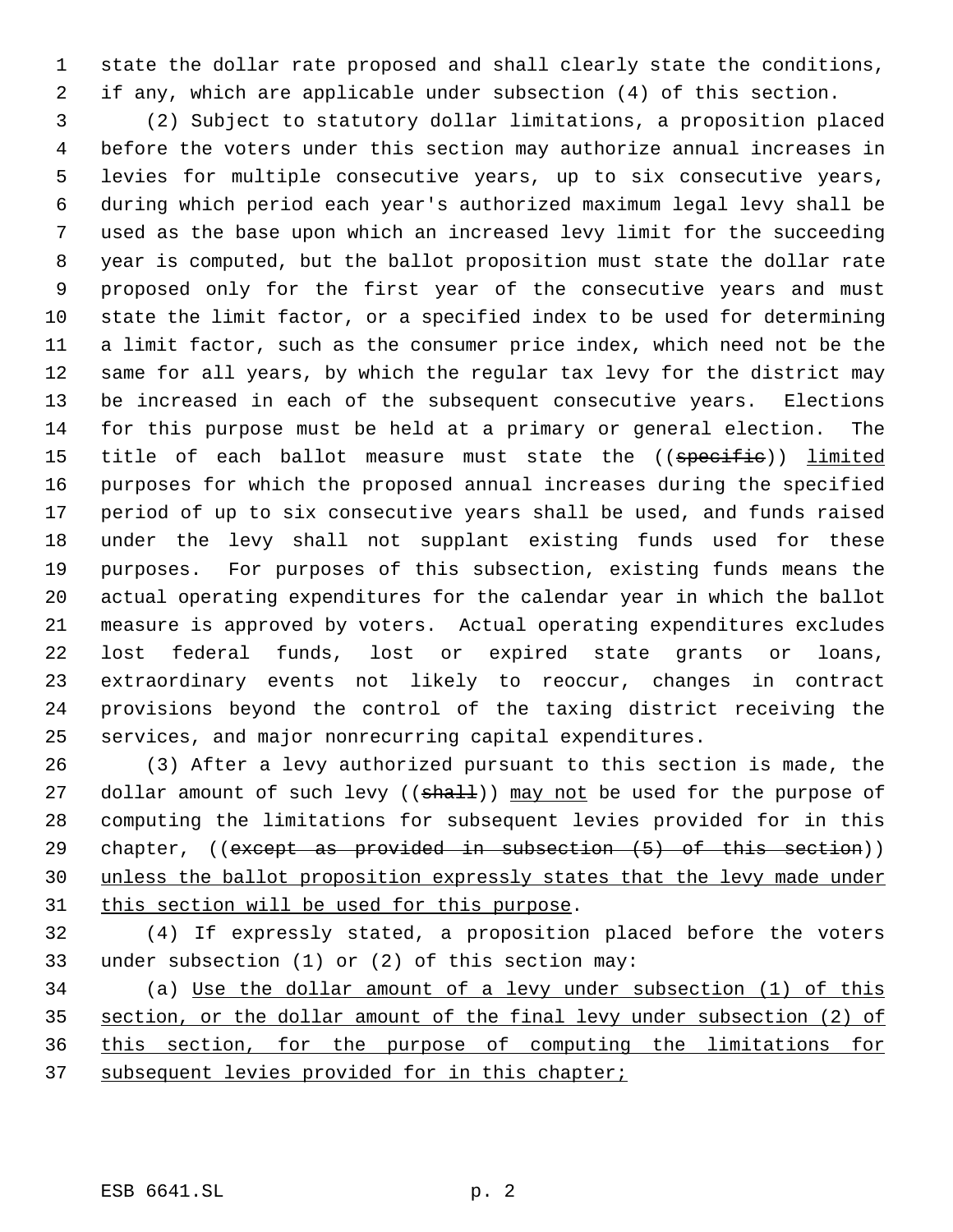state the dollar rate proposed and shall clearly state the conditions, if any, which are applicable under subsection (4) of this section.

(2) Subject to statutory dollar limitations, a proposition placed before the voters under this section may authorize annual increases in levies for multiple consecutive years, up to six consecutive years, during which period each year's authorized maximum legal levy shall be used as the base upon which an increased levy limit for the succeeding year is computed, but the ballot proposition must state the dollar rate proposed only for the first year of the consecutive years and must state the limit factor, or a specified index to be used for determining a limit factor, such as the consumer price index, which need not be the same for all years, by which the regular tax levy for the district may be increased in each of the subsequent consecutive years. Elections for this purpose must be held at a primary or general election. The title of each ballot measure must state the ((~~specific~~)) <u>limited</u> purposes for which the proposed annual increases during the specified period of up to six consecutive years shall be used, and funds raised under the levy shall not supplant existing funds used for these purposes. For purposes of this subsection, existing funds means the actual operating expenditures for the calendar year in which the ballot measure is approved by voters. Actual operating expenditures excludes lost federal funds, lost or expired state grants or loans, extraordinary events not likely to reoccur, changes in contract provisions beyond the control of the taxing district receiving the services, and major nonrecurring capital expenditures.

(3) After a levy authorized pursuant to this section is made, the dollar amount of such levy ((~~shall~~)) <u>may not</u> be used for the purpose of computing the limitations for subsequent levies provided for in this chapter, ((~~except as provided in subsection (5) of this section~~)) <u>unless the ballot proposition expressly states that the levy made under this section will be used for this purpose</u>.

(4) If expressly stated, a proposition placed before the voters under subsection (1) or (2) of this section may:

(a) <u>Use the dollar amount of a levy under subsection (1) of this section, or the dollar amount of the final levy under subsection (2) of this section, for the purpose of computing the limitations for subsequent levies provided for in this chapter;</u>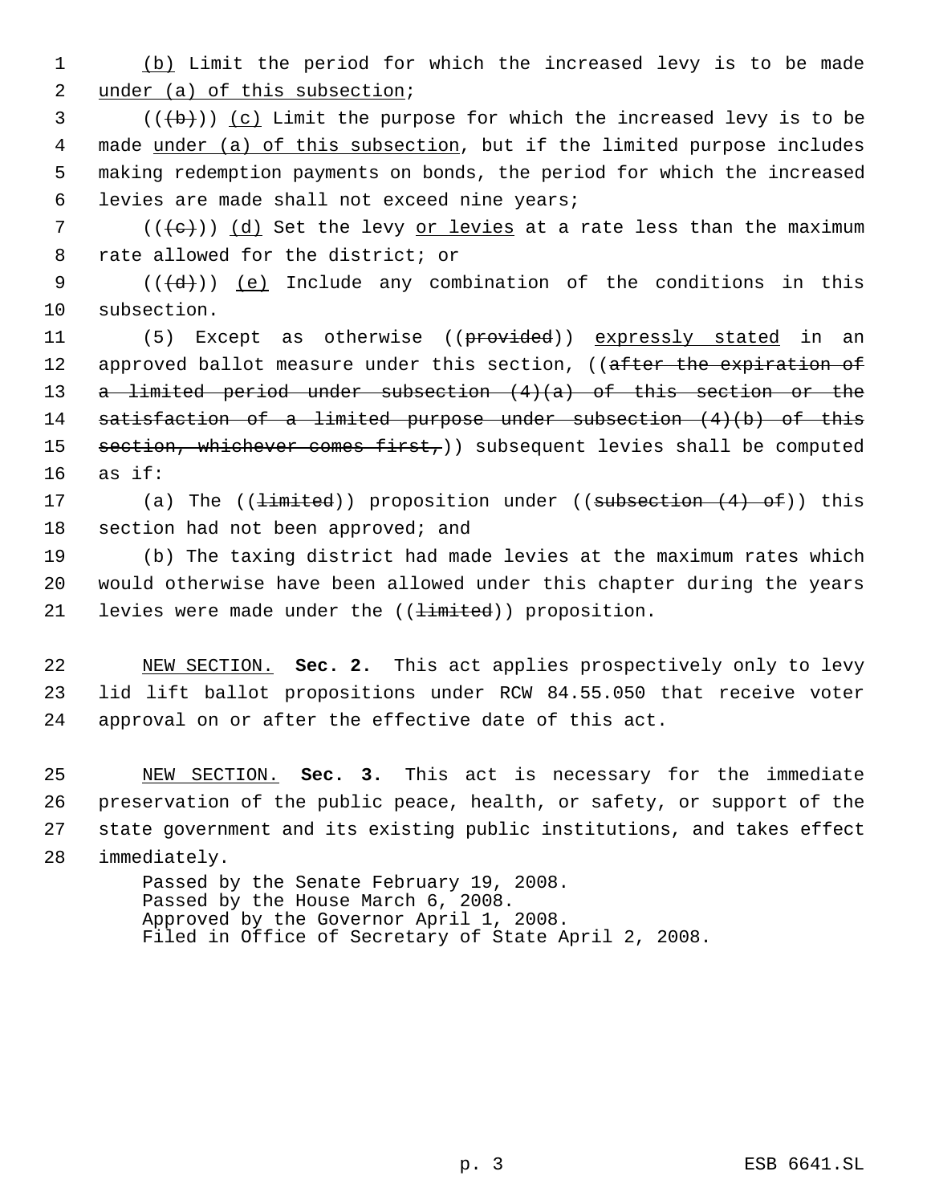(b) Limit the period for which the increased levy is to be made under (a) of this subsection;

(((b))) (c) Limit the purpose for which the increased levy is to be made under (a) of this subsection, but if the limited purpose includes making redemption payments on bonds, the period for which the increased levies are made shall not exceed nine years;

(((c))) (d) Set the levy or levies at a rate less than the maximum rate allowed for the district; or

(((d))) (e) Include any combination of the conditions in this subsection.

(5) Except as otherwise ((provided)) expressly stated in an approved ballot measure under this section, ((after the expiration of a limited period under subsection (4)(a) of this section or the satisfaction of a limited purpose under subsection (4)(b) of this section, whichever comes first,)) subsequent levies shall be computed as if:

(a) The ((limited)) proposition under ((subsection (4) of)) this section had not been approved; and

(b) The taxing district had made levies at the maximum rates which would otherwise have been allowed under this chapter during the years levies were made under the ((limited)) proposition.

NEW SECTION. **Sec. 2.** This act applies prospectively only to levy lid lift ballot propositions under RCW 84.55.050 that receive voter approval on or after the effective date of this act.

NEW SECTION. **Sec. 3.** This act is necessary for the immediate preservation of the public peace, health, or safety, or support of the state government and its existing public institutions, and takes effect immediately.

Passed by the Senate February 19, 2008.
Passed by the House March 6, 2008.
Approved by the Governor April 1, 2008.
Filed in Office of Secretary of State April 2, 2008.